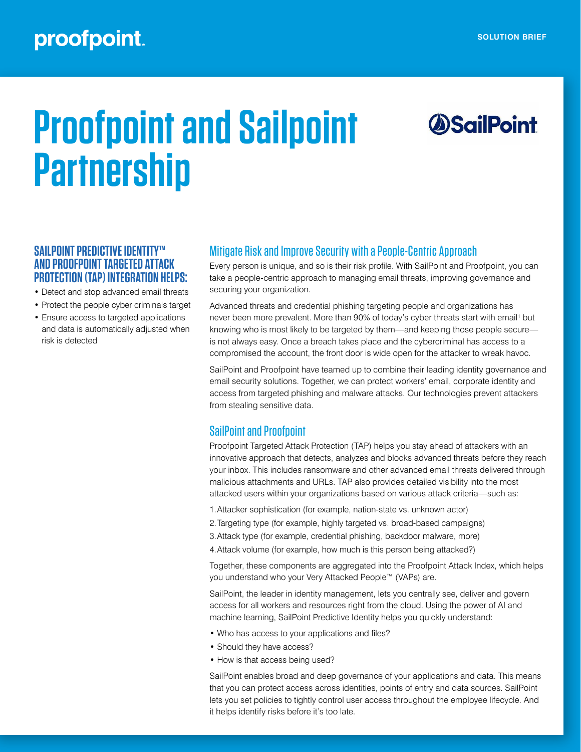proofpoint.

SOLUTION BRIEF

# Proofpoint and Sailpoint Partnership

SailPoint

### SAILPOINT PREDICTIVE IDENTITY™ AND PROOFPOINT TARGETED ATTACK PROTECTION (TAP) INTEGRATION HELPS:

- Detect and stop advanced email threats
- Protect the people cyber criminals target
- Ensure access to targeted applications and data is automatically adjusted when risk is detected

## Mitigate Risk and Improve Security with a People-Centric Approach

Every person is unique, and so is their risk profile. With SailPoint and Proofpoint, you can take a people-centric approach to managing email threats, improving governance and securing your organization.

Advanced threats and credential phishing targeting people and organizations has never been more prevalent. More than 90% of today's cyber threats start with email[1] but knowing who is most likely to be targeted by them—and keeping those people secure—is not always easy. Once a breach takes place and the cybercriminal has access to a compromised the account, the front door is wide open for the attacker to wreak havoc.

SailPoint and Proofpoint have teamed up to combine their leading identity governance and email security solutions. Together, we can protect workers' email, corporate identity and access from targeted phishing and malware attacks. Our technologies prevent attackers from stealing sensitive data.

## SailPoint and Proofpoint

Proofpoint Targeted Attack Protection (TAP) helps you stay ahead of attackers with an innovative approach that detects, analyzes and blocks advanced threats before they reach your inbox. This includes ransomware and other advanced email threats delivered through malicious attachments and URLs. TAP also provides detailed visibility into the most attacked users within your organizations based on various attack criteria—such as:

1. Attacker sophistication (for example, nation-state vs. unknown actor)
2. Targeting type (for example, highly targeted vs. broad-based campaigns)
3. Attack type (for example, credential phishing, backdoor malware, more)
4. Attack volume (for example, how much is this person being attacked?)

Together, these components are aggregated into the Proofpoint Attack Index, which helps you understand who your Very Attacked People™ (VAPs) are.

SailPoint, the leader in identity management, lets you centrally see, deliver and govern access for all workers and resources right from the cloud. Using the power of AI and machine learning, SailPoint Predictive Identity helps you quickly understand:

- Who has access to your applications and files?
- Should they have access?
- How is that access being used?

SailPoint enables broad and deep governance of your applications and data. This means that you can protect access across identities, points of entry and data sources. SailPoint lets you set policies to tightly control user access throughout the employee lifecycle. And it helps identify risks before it's too late.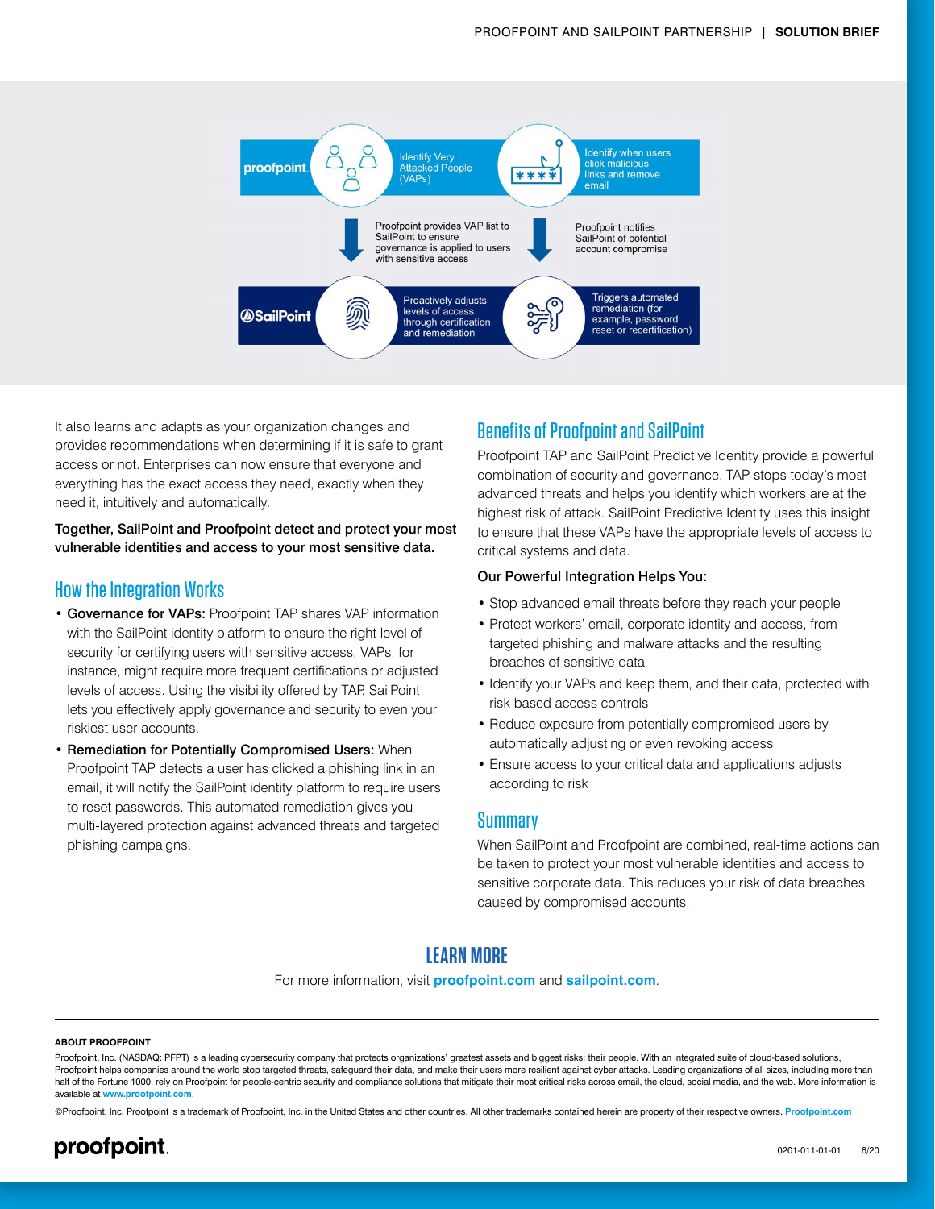proofpoint

Identify Very Attacked People (VAPs)

Identify when users click malicious links and remove email

Proofpoint provides VAP list to SailPoint to ensure governance is applied to users with sensitive access

Proofpoint notifies SailPoint of potential account compromise

SailPoint

Proactively adjusts levels of access through certification and remediation

Triggers automated remediation (for example, password reset or recertification)

It also learns and adapts as your organization changes and provides recommendations when determining if it is safe to grant access or not. Enterprises can now ensure that everyone and everything has the exact access they need, exactly when they need it, intuitively and automatically.

**Together, SailPoint and Proofpoint detect and protect your most vulnerable identities and access to your most sensitive data.**

## How the Integration Works

- **Governance for VAPs:** Proofpoint TAP shares VAP information with the SailPoint identity platform to ensure the right level of security for certifying users with sensitive access. VAPs, for instance, might require more frequent certifications or adjusted levels of access. Using the visibility offered by TAP, SailPoint lets you effectively apply governance and security to even your riskiest user accounts.
- **Remediation for Potentially Compromised Users:** When Proofpoint TAP detects a user has clicked a phishing link in an email, it will notify the SailPoint identity platform to require users to reset passwords. This automated remediation gives you multi-layered protection against advanced threats and targeted phishing campaigns.

## Benefits of Proofpoint and SailPoint

Proofpoint TAP and SailPoint Predictive Identity provide a powerful combination of security and governance. TAP stops today's most advanced threats and helps you identify which workers are at the highest risk of attack. SailPoint Predictive Identity uses this insight to ensure that these VAPs have the appropriate levels of access to critical systems and data.

**Our Powerful Integration Helps You:**

- Stop advanced email threats before they reach your people
- Protect workers' email, corporate identity and access, from targeted phishing and malware attacks and the resulting breaches of sensitive data
- Identify your VAPs and keep them, and their data, protected with risk-based access controls
- Reduce exposure from potentially compromised users by automatically adjusting or even revoking access
- Ensure access to your critical data and applications adjusts according to risk

## Summary

When SailPoint and Proofpoint are combined, real-time actions can be taken to protect your most vulnerable identities and access to sensitive corporate data. This reduces your risk of data breaches caused by compromised accounts.

## LEARN MORE

For more information, visit **proofpoint.com** and **sailpoint.com**.

---

**ABOUT PROOFPOINT**

Proofpoint, Inc. (NASDAQ: PFPT) is a leading cybersecurity company that protects organizations' greatest assets and biggest risks: their people. With an integrated suite of cloud-based solutions, Proofpoint helps companies around the world stop targeted threats, safeguard their data, and make their users more resilient against cyber attacks. Leading organizations of all sizes, including more than half of the Fortune 1000, rely on Proofpoint for people-centric security and compliance solutions that mitigate their most critical risks across email, the cloud, social media, and the web. More information is available at **www.proofpoint.com**.

©Proofpoint, Inc. Proofpoint is a trademark of Proofpoint, Inc. in the United States and other countries. All other trademarks contained herein are property of their respective owners. **Proofpoint.com**

proofpoint.

0201-011-01-01 6/20